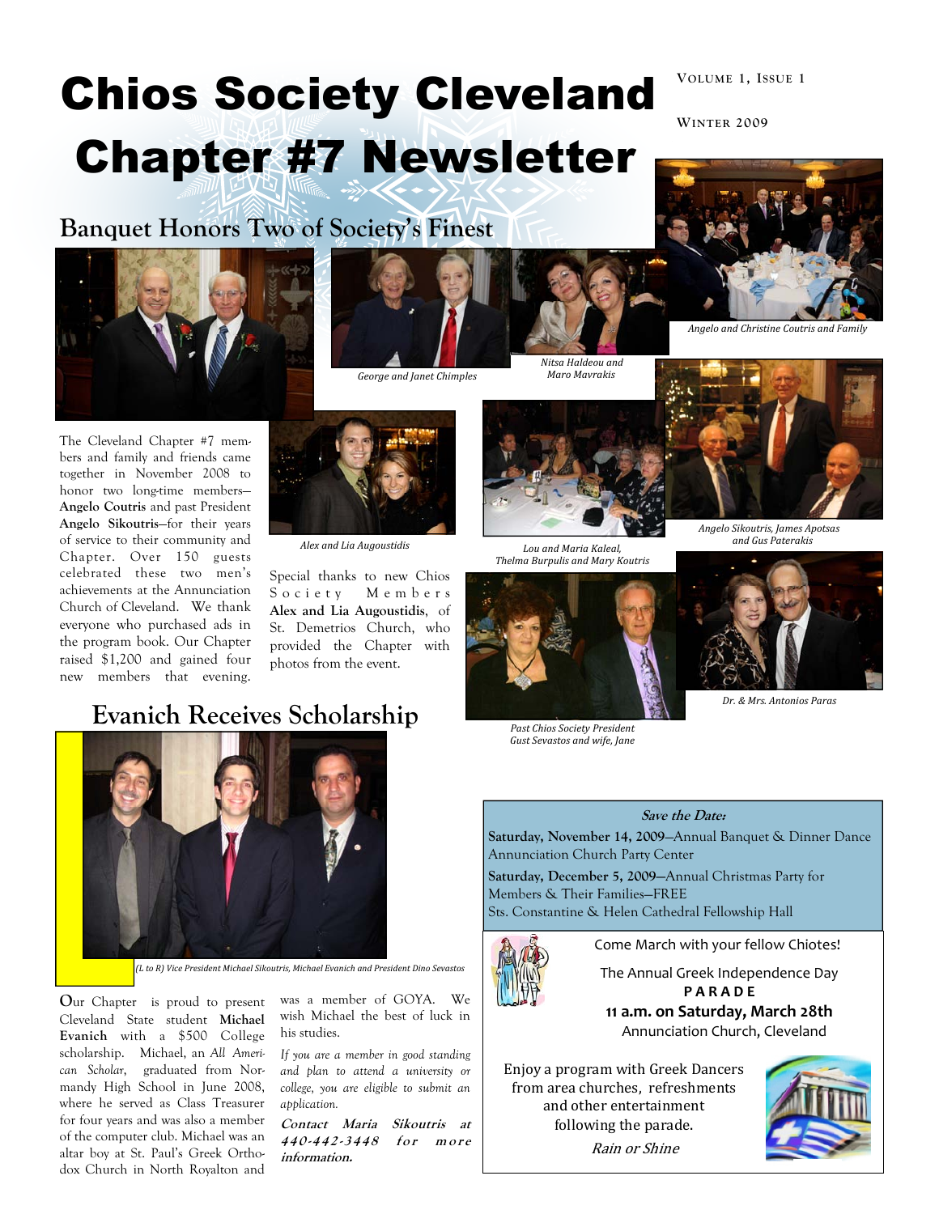# Chios Society Cleveland Chapter #7 Newsletter

Volume 1, Issue 1

Winter 2009

## Banquet Honors Two of Society's Finest

George and Janet Chimples

Nitsa Haldeou and Maro Mavrakis

Angelo and Christine Coutris and Family

The Cleveland Chapter #7 members and family and friends came together in November 2008 to honor two long-time members—**Angelo Coutris** and past President **Angelo Sikoutris**—for their years of service to their community and Chapter. Over 150 guests celebrated these two men's achievements at the Annunciation Church of Cleveland. We thank everyone who purchased ads in the program book. Our Chapter raised $1,200 and gained four new members that evening.

Alex and Lia Augoustidis

Special thanks to new Chios Society Members **Alex and Lia Augoustidis**, of St. Demetrios Church, who provided the Chapter with photos from the event.

Lou and Maria Kaleal, Thelma Burpulis and Mary Koutris

Angelo Sikoutris, James Apotsas and Gus Paterakis

Past Chios Society President Gust Sevastos and wife, Jane

Dr. & Mrs. Antonios Paras

## Evanich Receives Scholarship

(L to R) Vice President Michael Sikoutris, Michael Evanich and President Dino Sevastos

Our Chapter is proud to present Cleveland State student **Michael Evanich** with a $500 College scholarship. Michael, an *All American Scholar*, graduated from Normandy High School in June 2008, where he served as Class Treasurer for four years and was also a member of the computer club. Michael was an altar boy at St. Paul's Greek Orthodox Church in North Royalton and was a member of GOYA. We wish Michael the best of luck in his studies.

*If you are a member in good standing and plan to attend a university or college, you are eligible to submit an application.*

***Contact Maria Sikoutris at 440-442-3448 for more information.***

**Save the Date:**

**Saturday, November 14, 2009**—Annual Banquet & Dinner Dance Annunciation Church Party Center

**Saturday, December 5, 2009**—Annual Christmas Party for Members & Their Families—FREE Sts. Constantine & Helen Cathedral Fellowship Hall

Come March with your fellow Chiotes!

The Annual Greek Independence Day
**PARADE**
**11 a.m. on Saturday, March 28th**
Annunciation Church, Cleveland

Enjoy a program with Greek Dancers from area churches, refreshments and other entertainment following the parade.

*Rain or Shine*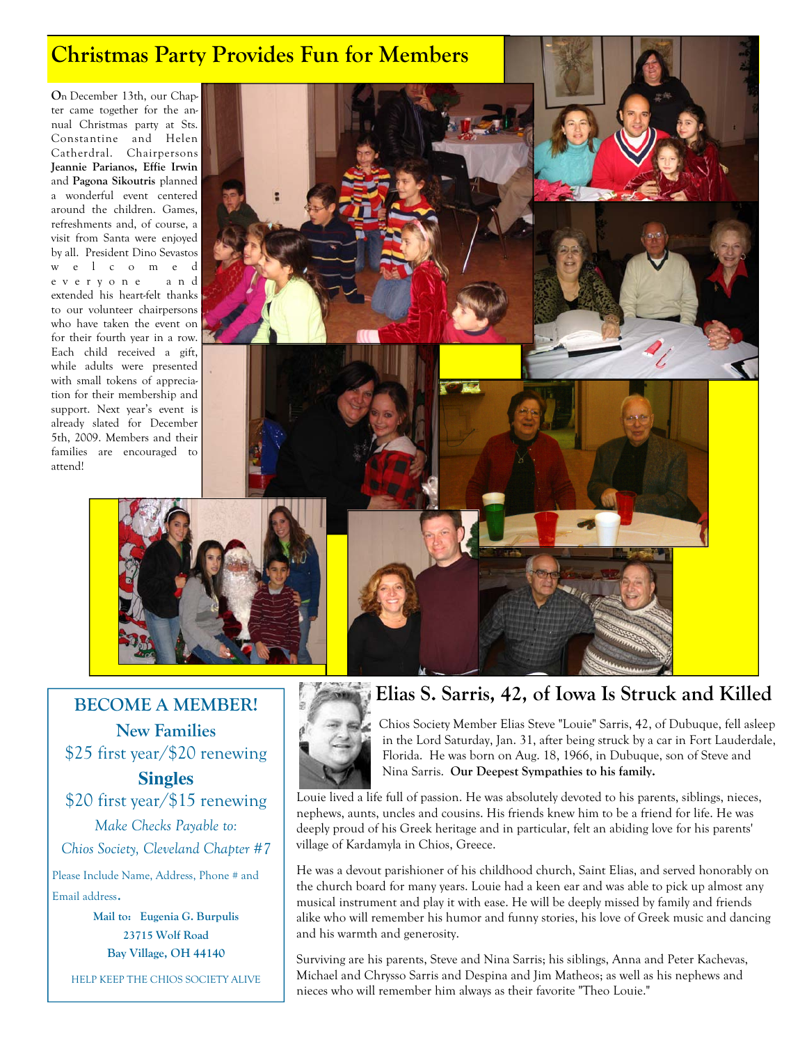## Christmas Party Provides Fun for Members

On December 13th, our Chapter came together for the annual Christmas party at Sts. Constantine and Helen Catherdral. Chairpersons **Jeannie Parianos, Effie Irwin** and **Pagona Sikoutris** planned a wonderful event centered around the children. Games, refreshments and, of course, a visit from Santa were enjoyed by all. President Dino Sevastos welcomed everyone and extended his heart-felt thanks to our volunteer chairpersons who have taken the event on for their fourth year in a row. Each child received a gift, while adults were presented with small tokens of appreciation for their membership and support. Next year's event is already slated for December 5th, 2009. Members and their families are encouraged to attend!

## BECOME A MEMBER!

**New Families**

$25 first year/$20 renewing

**Singles**

$20 first year/$15 renewing

*Make Checks Payable to:*

*Chios Society, Cleveland Chapter #7*

Please Include Name, Address, Phone # and Email address.

**Mail to: Eugenia G. Burpulis**
**23715 Wolf Road**
**Bay Village, OH 44140**

HELP KEEP THE CHIOS SOCIETY ALIVE

## Elias S. Sarris, 42, of Iowa Is Struck and Killed

Chios Society Member Elias Steve "Louie" Sarris, 42, of Dubuque, fell asleep in the Lord Saturday, Jan. 31, after being struck by a car in Fort Lauderdale, Florida. He was born on Aug. 18, 1966, in Dubuque, son of Steve and Nina Sarris. **Our Deepest Sympathies to his family.**

Louie lived a life full of passion. He was absolutely devoted to his parents, siblings, nieces, nephews, aunts, uncles and cousins. His friends knew him to be a friend for life. He was deeply proud of his Greek heritage and in particular, felt an abiding love for his parents' village of Kardamyla in Chios, Greece.

He was a devout parishioner of his childhood church, Saint Elias, and served honorably on the church board for many years. Louie had a keen ear and was able to pick up almost any musical instrument and play it with ease. He will be deeply missed by family and friends alike who will remember his humor and funny stories, his love of Greek music and dancing and his warmth and generosity.

Surviving are his parents, Steve and Nina Sarris; his siblings, Anna and Peter Kachevas, Michael and Chrysso Sarris and Despina and Jim Matheos; as well as his nephews and nieces who will remember him always as their favorite "Theo Louie."